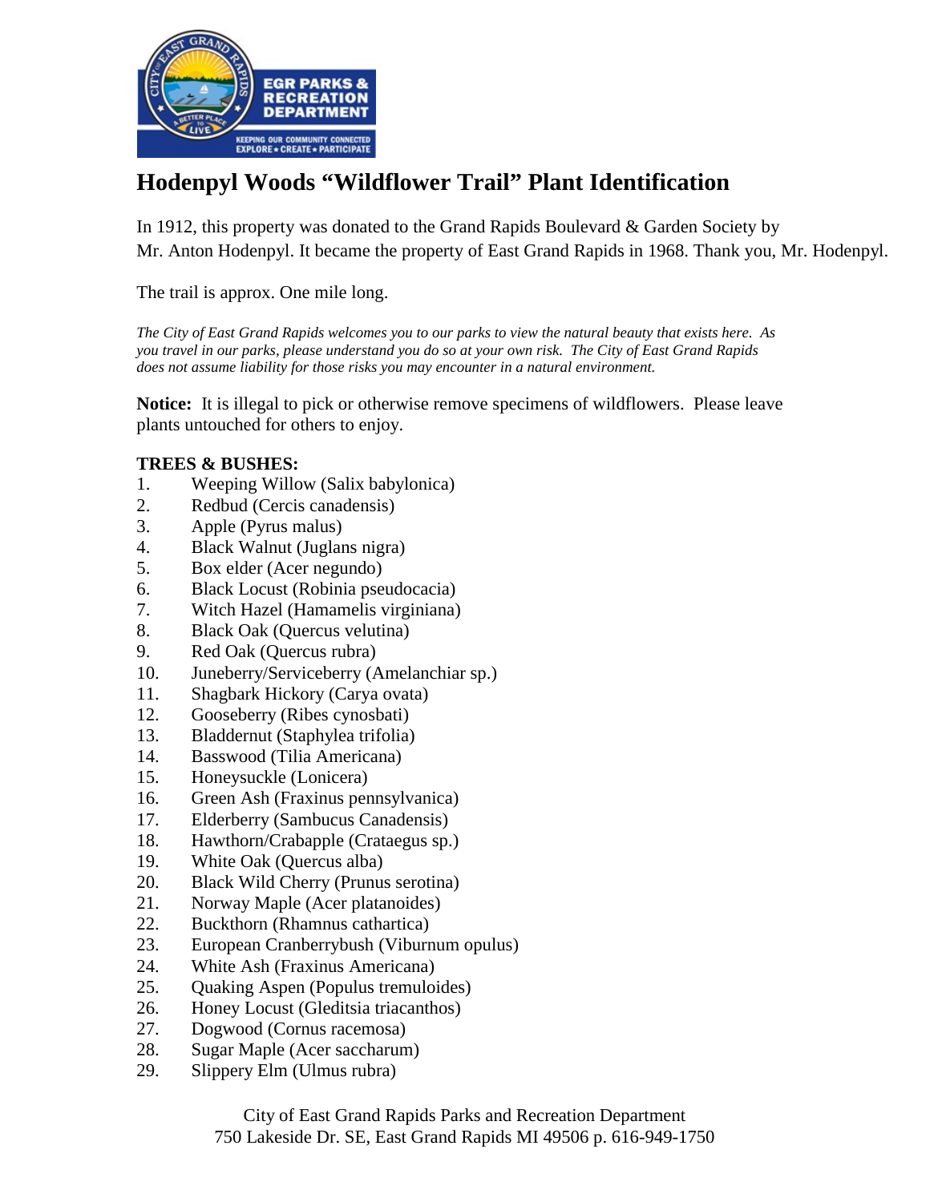# Hodenpyl Woods "Wildflower Trail" Plant Identification

In 1912, this property was donated to the Grand Rapids Boulevard & Garden Society by Mr. Anton Hodenpyl. It became the property of East Grand Rapids in 1968. Thank you, Mr. Hodenpyl.

The trail is approx. One mile long.

*The City of East Grand Rapids welcomes you to our parks to view the natural beauty that exists here. As you travel in our parks, please understand you do so at your own risk. The City of East Grand Rapids does not assume liability for those risks you may encounter in a natural environment.*

**Notice:** It is illegal to pick or otherwise remove specimens of wildflowers. Please leave plants untouched for others to enjoy.

**TREES & BUSHES:**

1. Weeping Willow (Salix babylonica)
2. Redbud (Cercis canadensis)
3. Apple (Pyrus malus)
4. Black Walnut (Juglans nigra)
5. Box elder (Acer negundo)
6. Black Locust (Robinia pseudocacia)
7. Witch Hazel (Hamamelis virginiana)
8. Black Oak (Quercus velutina)
9. Red Oak (Quercus rubra)
10. Juneberry/Serviceberry (Amelanchiar sp.)
11. Shagbark Hickory (Carya ovata)
12. Gooseberry (Ribes cynosbati)
13. Bladdernut (Staphylea trifolia)
14. Basswood (Tilia Americana)
15. Honeysuckle (Lonicera)
16. Green Ash (Fraxinus pennsylvanica)
17. Elderberry (Sambucus Canadensis)
18. Hawthorn/Crabapple (Crataegus sp.)
19. White Oak (Quercus alba)
20. Black Wild Cherry (Prunus serotina)
21. Norway Maple (Acer platanoides)
22. Buckthorn (Rhamnus cathartica)
23. European Cranberrybush (Viburnum opulus)
24. White Ash (Fraxinus Americana)
25. Quaking Aspen (Populus tremuloides)
26. Honey Locust (Gleditsia triacanthos)
27. Dogwood (Cornus racemosa)
28. Sugar Maple (Acer saccharum)
29. Slippery Elm (Ulmus rubra)

City of East Grand Rapids Parks and Recreation Department
750 Lakeside Dr. SE, East Grand Rapids MI 49506 p. 616-949-1750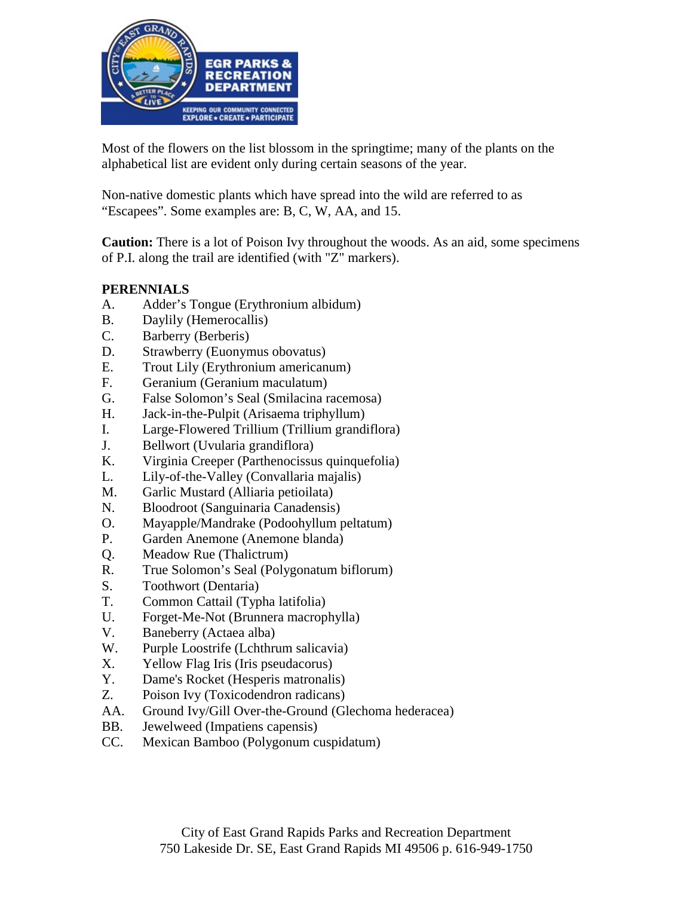Most of the flowers on the list blossom in the springtime; many of the plants on the alphabetical list are evident only during certain seasons of the year.

Non-native domestic plants which have spread into the wild are referred to as "Escapees". Some examples are: B, C, W, AA, and 15.

**Caution:** There is a lot of Poison Ivy throughout the woods. As an aid, some specimens of P.I. along the trail are identified (with "Z" markers).

**PERENNIALS**

A. Adder's Tongue (Erythronium albidum)
B. Daylily (Hemerocallis)
C. Barberry (Berberis)
D. Strawberry (Euonymus obovatus)
E. Trout Lily (Erythronium americanum)
F. Geranium (Geranium maculatum)
G. False Solomon's Seal (Smilacina racemosa)
H. Jack-in-the-Pulpit (Arisaema triphyllum)
I. Large-Flowered Trillium (Trillium grandiflora)
J. Bellwort (Uvularia grandiflora)
K. Virginia Creeper (Parthenocissus quinquefolia)
L. Lily-of-the-Valley (Convallaria majalis)
M. Garlic Mustard (Alliaria petioilata)
N. Bloodroot (Sanguinaria Canadensis)
O. Mayapple/Mandrake (Podoohyllum peltatum)
P. Garden Anemone (Anemone blanda)
Q. Meadow Rue (Thalictrum)
R. True Solomon's Seal (Polygonatum biflorum)
S. Toothwort (Dentaria)
T. Common Cattail (Typha latifolia)
U. Forget-Me-Not (Brunnera macrophylla)
V. Baneberry (Actaea alba)
W. Purple Loostrife (Lchthrum salicavia)
X. Yellow Flag Iris (Iris pseudacorus)
Y. Dame's Rocket (Hesperis matronalis)
Z. Poison Ivy (Toxicodendron radicans)
AA. Ground Ivy/Gill Over-the-Ground (Glechoma hederacea)
BB. Jewelweed (Impatiens capensis)
CC. Mexican Bamboo (Polygonum cuspidatum)

City of East Grand Rapids Parks and Recreation Department
750 Lakeside Dr. SE, East Grand Rapids MI 49506 p. 616-949-1750